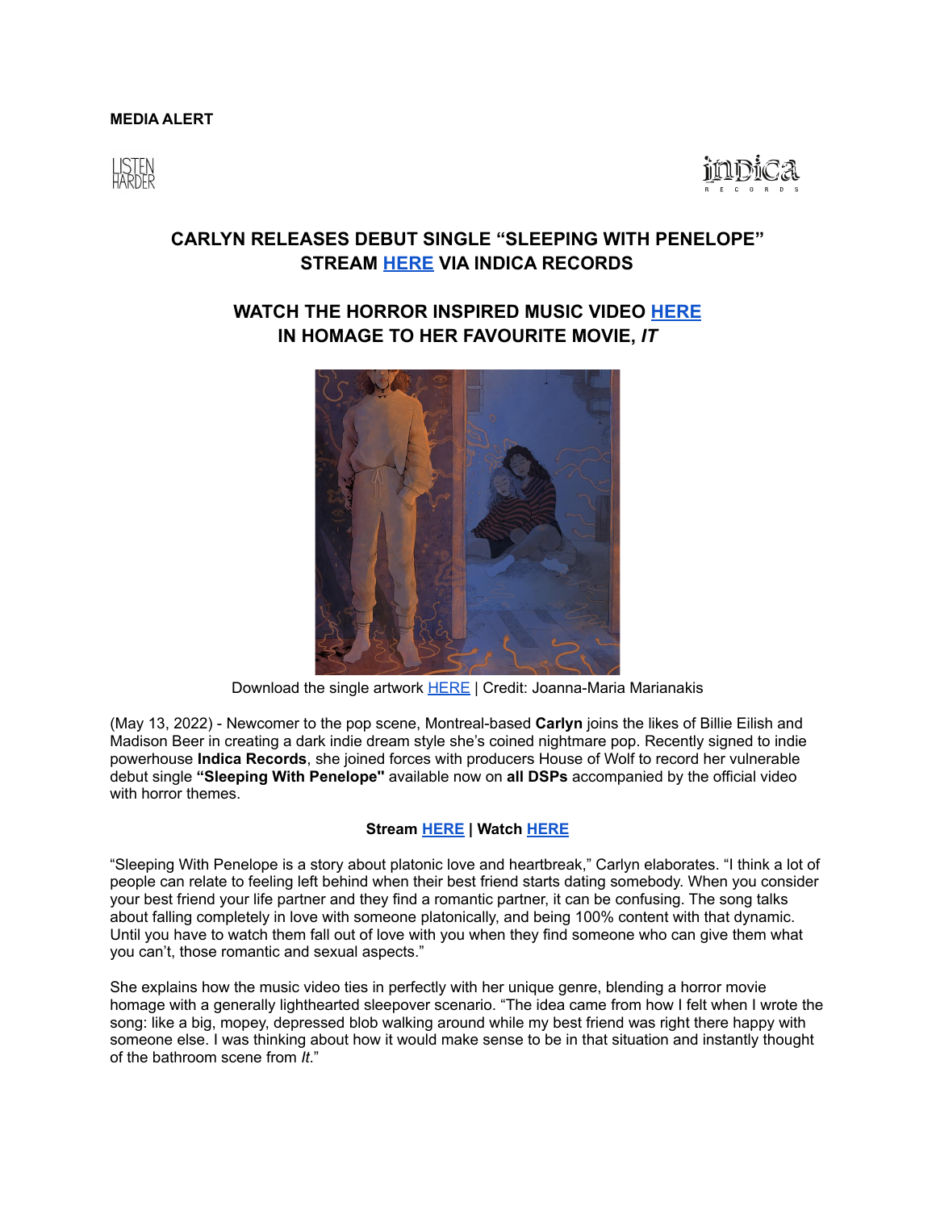**MEDIA ALERT**

LISTEN HARDER

indica RECORDS

## CARLYN RELEASES DEBUT SINGLE "SLEEPING WITH PENELOPE" STREAM HERE VIA INDICA RECORDS

## WATCH THE HORROR INSPIRED MUSIC VIDEO HERE IN HOMAGE TO HER FAVOURITE MOVIE, *IT*

Download the single artwork HERE | Credit: Joanna-Maria Marianakis

(May 13, 2022) - Newcomer to the pop scene, Montreal-based **Carlyn** joins the likes of Billie Eilish and Madison Beer in creating a dark indie dream style she's coined nightmare pop. Recently signed to indie powerhouse **Indica Records**, she joined forces with producers House of Wolf to record her vulnerable debut single **"Sleeping With Penelope"** available now on **all DSPs** accompanied by the official video with horror themes.

**Stream HERE | Watch HERE**

"Sleeping With Penelope is a story about platonic love and heartbreak," Carlyn elaborates. "I think a lot of people can relate to feeling left behind when their best friend starts dating somebody. When you consider your best friend your life partner and they find a romantic partner, it can be confusing. The song talks about falling completely in love with someone platonically, and being 100% content with that dynamic. Until you have to watch them fall out of love with you when they find someone who can give them what you can't, those romantic and sexual aspects."

She explains how the music video ties in perfectly with her unique genre, blending a horror movie homage with a generally lighthearted sleepover scenario. "The idea came from how I felt when I wrote the song: like a big, mopey, depressed blob walking around while my best friend was right there happy with someone else. I was thinking about how it would make sense to be in that situation and instantly thought of the bathroom scene from *It*."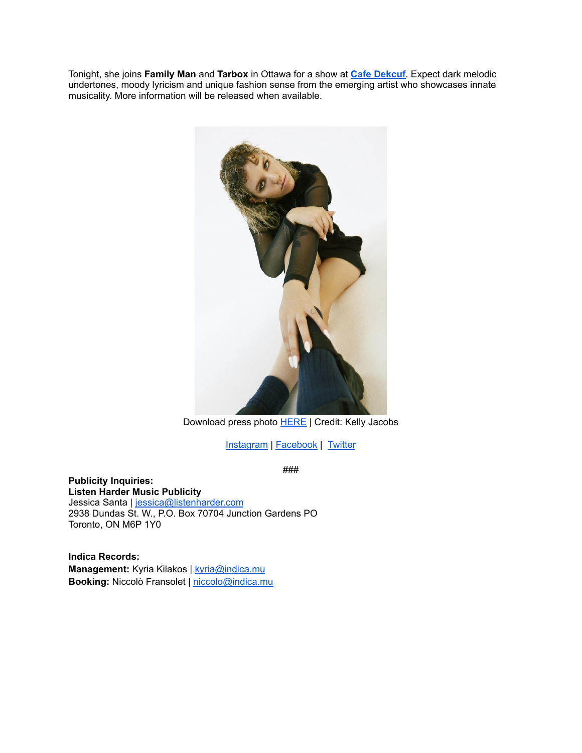Tonight, she joins **Family Man** and **Tarbox** in Ottawa for a show at **Cafe Dekcuf**. Expect dark melodic undertones, moody lyricism and unique fashion sense from the emerging artist who showcases innate musicality. More information will be released when available.

Download press photo HERE | Credit: Kelly Jacobs

Instagram | Facebook | Twitter

###

**Publicity Inquiries:**
**Listen Harder Music Publicity**
Jessica Santa | jessica@listenharder.com
2938 Dundas St. W., P.O. Box 70704 Junction Gardens PO
Toronto, ON M6P 1Y0

**Indica Records:**
**Management:** Kyria Kilakos | kyria@indica.mu
**Booking:** Niccolò Fransolet | niccolo@indica.mu